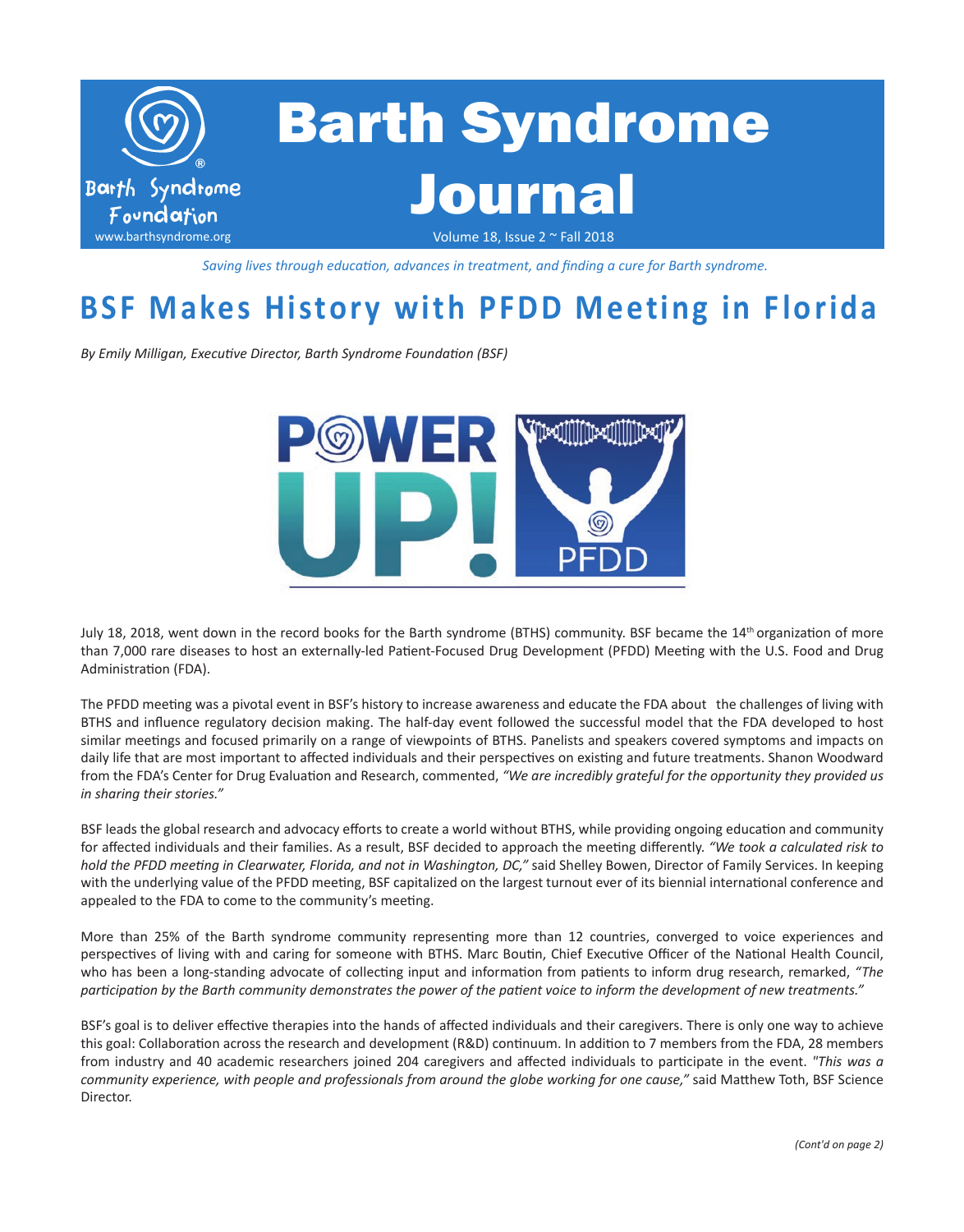# Barth Syndrome Journal

Barth Syndrome Foundation
www.barthsyndrome.org

Volume 18, Issue 2 ~ Fall 2018

*Saving lives through education, advances in treatment, and finding a cure for Barth syndrome.*

## BSF Makes History with PFDD Meeting in Florida

*By Emily Milligan, Executive Director, Barth Syndrome Foundation (BSF)*

July 18, 2018, went down in the record books for the Barth syndrome (BTHS) community. BSF became the 14th organization of more than 7,000 rare diseases to host an externally-led Patient-Focused Drug Development (PFDD) Meeting with the U.S. Food and Drug Administration (FDA).

The PFDD meeting was a pivotal event in BSF's history to increase awareness and educate the FDA about the challenges of living with BTHS and influence regulatory decision making. The half-day event followed the successful model that the FDA developed to host similar meetings and focused primarily on a range of viewpoints of BTHS. Panelists and speakers covered symptoms and impacts on daily life that are most important to affected individuals and their perspectives on existing and future treatments. Shanon Woodward from the FDA's Center for Drug Evaluation and Research, commented, *"We are incredibly grateful for the opportunity they provided us in sharing their stories."*

BSF leads the global research and advocacy efforts to create a world without BTHS, while providing ongoing education and community for affected individuals and their families. As a result, BSF decided to approach the meeting differently. *"We took a calculated risk to hold the PFDD meeting in Clearwater, Florida, and not in Washington, DC,"* said Shelley Bowen, Director of Family Services. In keeping with the underlying value of the PFDD meeting, BSF capitalized on the largest turnout ever of its biennial international conference and appealed to the FDA to come to the community's meeting.

More than 25% of the Barth syndrome community representing more than 12 countries, converged to voice experiences and perspectives of living with and caring for someone with BTHS. Marc Boutin, Chief Executive Officer of the National Health Council, who has been a long-standing advocate of collecting input and information from patients to inform drug research, remarked, *"The participation by the Barth community demonstrates the power of the patient voice to inform the development of new treatments."*

BSF's goal is to deliver effective therapies into the hands of affected individuals and their caregivers. There is only one way to achieve this goal: Collaboration across the research and development (R&D) continuum. In addition to 7 members from the FDA, 28 members from industry and 40 academic researchers joined 204 caregivers and affected individuals to participate in the event. *"This was a community experience, with people and professionals from around the globe working for one cause,"* said Matthew Toth, BSF Science Director.

*(Cont'd on page 2)*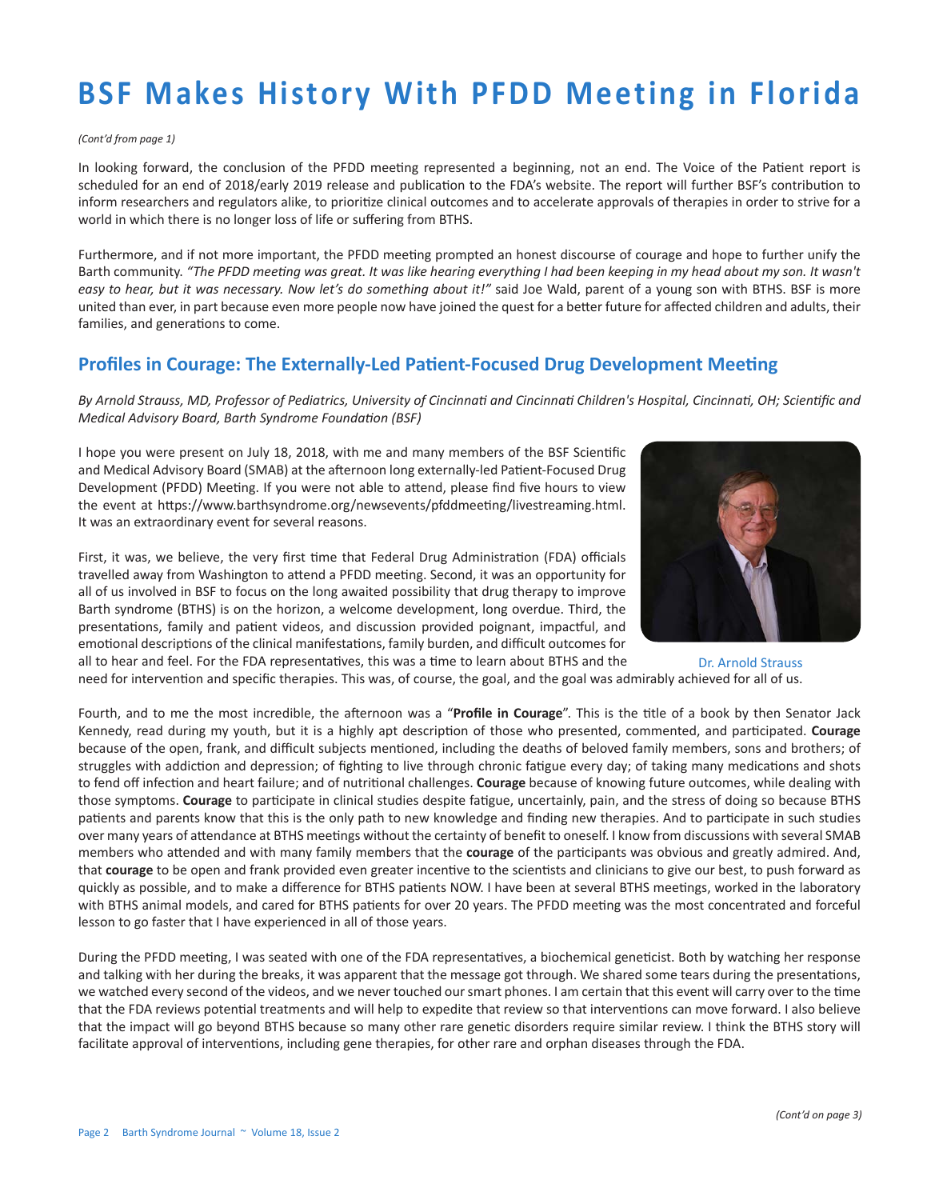# BSF Makes History With PFDD Meeting in Florida

*(Cont'd from page 1)*

In looking forward, the conclusion of the PFDD meeting represented a beginning, not an end. The Voice of the Patient report is scheduled for an end of 2018/early 2019 release and publication to the FDA's website. The report will further BSF's contribution to inform researchers and regulators alike, to prioritize clinical outcomes and to accelerate approvals of therapies in order to strive for a world in which there is no longer loss of life or suffering from BTHS.

Furthermore, and if not more important, the PFDD meeting prompted an honest discourse of courage and hope to further unify the Barth community. *"The PFDD meeting was great. It was like hearing everything I had been keeping in my head about my son. It wasn't easy to hear, but it was necessary. Now let's do something about it!"* said Joe Wald, parent of a young son with BTHS. BSF is more united than ever, in part because even more people now have joined the quest for a better future for affected children and adults, their families, and generations to come.

## Profiles in Courage: The Externally-Led Patient-Focused Drug Development Meeting

*By Arnold Strauss, MD, Professor of Pediatrics, University of Cincinnati and Cincinnati Children's Hospital, Cincinnati, OH; Scientific and Medical Advisory Board, Barth Syndrome Foundation (BSF)*

I hope you were present on July 18, 2018, with me and many members of the BSF Scientific and Medical Advisory Board (SMAB) at the afternoon long externally-led Patient-Focused Drug Development (PFDD) Meeting. If you were not able to attend, please find five hours to view the event at https://www.barthsyndrome.org/newsevents/pfddmeeting/livestreaming.html. It was an extraordinary event for several reasons.

First, it was, we believe, the very first time that Federal Drug Administration (FDA) officials travelled away from Washington to attend a PFDD meeting. Second, it was an opportunity for all of us involved in BSF to focus on the long awaited possibility that drug therapy to improve Barth syndrome (BTHS) is on the horizon, a welcome development, long overdue. Third, the presentations, family and patient videos, and discussion provided poignant, impactful, and emotional descriptions of the clinical manifestations, family burden, and difficult outcomes for all to hear and feel. For the FDA representatives, this was a time to learn about BTHS and the need for intervention and specific therapies. This was, of course, the goal, and the goal was admirably achieved for all of us.

Dr. Arnold Strauss

Fourth, and to me the most incredible, the afternoon was a "**Profile in Courage**". This is the title of a book by then Senator Jack Kennedy, read during my youth, but it is a highly apt description of those who presented, commented, and participated. **Courage** because of the open, frank, and difficult subjects mentioned, including the deaths of beloved family members, sons and brothers; of struggles with addiction and depression; of fighting to live through chronic fatigue every day; of taking many medications and shots to fend off infection and heart failure; and of nutritional challenges. **Courage** because of knowing future outcomes, while dealing with those symptoms. **Courage** to participate in clinical studies despite fatigue, uncertainly, pain, and the stress of doing so because BTHS patients and parents know that this is the only path to new knowledge and finding new therapies. And to participate in such studies over many years of attendance at BTHS meetings without the certainty of benefit to oneself. I know from discussions with several SMAB members who attended and with many family members that the **courage** of the participants was obvious and greatly admired. And, that **courage** to be open and frank provided even greater incentive to the scientists and clinicians to give our best, to push forward as quickly as possible, and to make a difference for BTHS patients NOW. I have been at several BTHS meetings, worked in the laboratory with BTHS animal models, and cared for BTHS patients for over 20 years. The PFDD meeting was the most concentrated and forceful lesson to go faster that I have experienced in all of those years.

During the PFDD meeting, I was seated with one of the FDA representatives, a biochemical geneticist. Both by watching her response and talking with her during the breaks, it was apparent that the message got through. We shared some tears during the presentations, we watched every second of the videos, and we never touched our smart phones. I am certain that this event will carry over to the time that the FDA reviews potential treatments and will help to expedite that review so that interventions can move forward. I also believe that the impact will go beyond BTHS because so many other rare genetic disorders require similar review. I think the BTHS story will facilitate approval of interventions, including gene therapies, for other rare and orphan diseases through the FDA.

*(Cont'd on page 3)*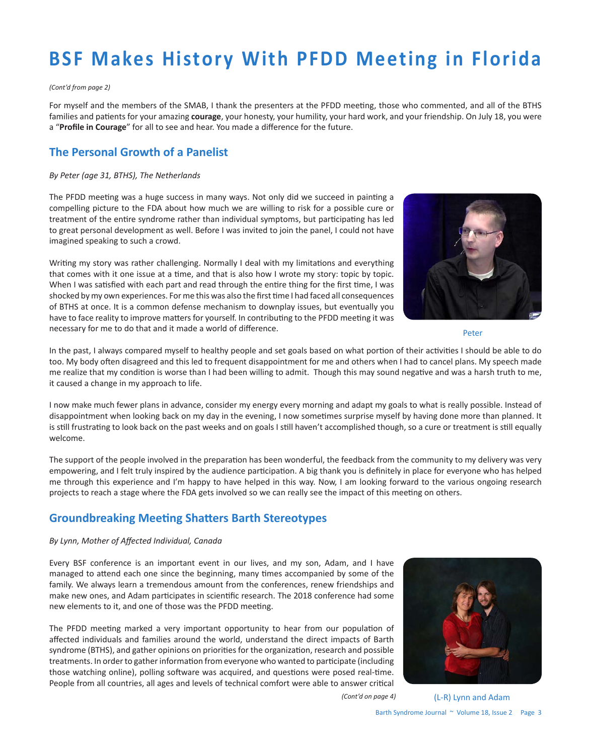# BSF Makes History With PFDD Meeting in Florida

*(Cont'd from page 2)*

For myself and the members of the SMAB, I thank the presenters at the PFDD meeting, those who commented, and all of the BTHS families and patients for your amazing **courage**, your honesty, your humility, your hard work, and your friendship. On July 18, you were a "**Profile in Courage**" for all to see and hear. You made a difference for the future.

## The Personal Growth of a Panelist

*By Peter (age 31, BTHS), The Netherlands*

The PFDD meeting was a huge success in many ways. Not only did we succeed in painting a compelling picture to the FDA about how much we are willing to risk for a possible cure or treatment of the entire syndrome rather than individual symptoms, but participating has led to great personal development as well. Before I was invited to join the panel, I could not have imagined speaking to such a crowd.

Writing my story was rather challenging. Normally I deal with my limitations and everything that comes with it one issue at a time, and that is also how I wrote my story: topic by topic. When I was satisfied with each part and read through the entire thing for the first time, I was shocked by my own experiences. For me this was also the first time I had faced all consequences of BTHS at once. It is a common defense mechanism to downplay issues, but eventually you have to face reality to improve matters for yourself. In contributing to the PFDD meeting it was necessary for me to do that and it made a world of difference.

Peter

In the past, I always compared myself to healthy people and set goals based on what portion of their activities I should be able to do too. My body often disagreed and this led to frequent disappointment for me and others when I had to cancel plans. My speech made me realize that my condition is worse than I had been willing to admit. Though this may sound negative and was a harsh truth to me, it caused a change in my approach to life.

I now make much fewer plans in advance, consider my energy every morning and adapt my goals to what is really possible. Instead of disappointment when looking back on my day in the evening, I now sometimes surprise myself by having done more than planned. It is still frustrating to look back on the past weeks and on goals I still haven't accomplished though, so a cure or treatment is still equally welcome.

The support of the people involved in the preparation has been wonderful, the feedback from the community to my delivery was very empowering, and I felt truly inspired by the audience participation. A big thank you is definitely in place for everyone who has helped me through this experience and I'm happy to have helped in this way. Now, I am looking forward to the various ongoing research projects to reach a stage where the FDA gets involved so we can really see the impact of this meeting on others.

## Groundbreaking Meeting Shatters Barth Stereotypes

*By Lynn, Mother of Affected Individual, Canada*

Every BSF conference is an important event in our lives, and my son, Adam, and I have managed to attend each one since the beginning, many times accompanied by some of the family. We always learn a tremendous amount from the conferences, renew friendships and make new ones, and Adam participates in scientific research. The 2018 conference had some new elements to it, and one of those was the PFDD meeting.

The PFDD meeting marked a very important opportunity to hear from our population of affected individuals and families around the world, understand the direct impacts of Barth syndrome (BTHS), and gather opinions on priorities for the organization, research and possible treatments. In order to gather information from everyone who wanted to participate (including those watching online), polling software was acquired, and questions were posed real-time. People from all countries, all ages and levels of technical comfort were able to answer critical

*(Cont'd on page 4)*

(L-R) Lynn and Adam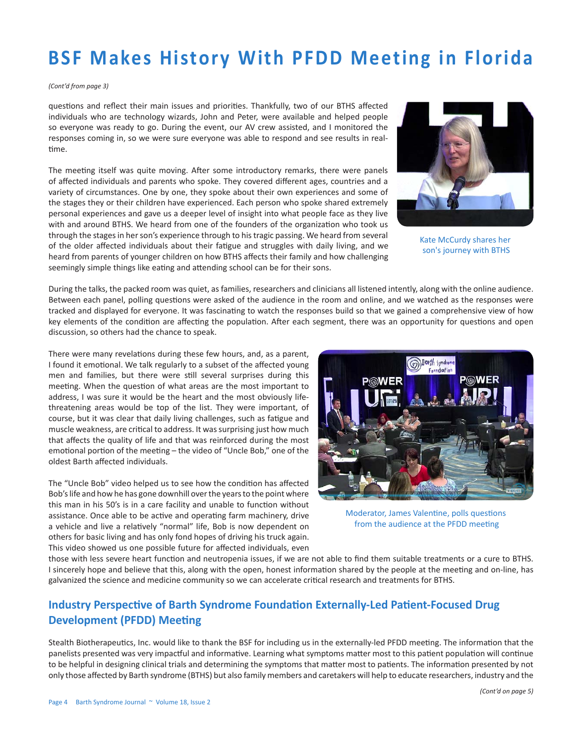# BSF Makes History With PFDD Meeting in Florida

*(Cont'd from page 3)*

questions and reflect their main issues and priorities. Thankfully, two of our BTHS affected individuals who are technology wizards, John and Peter, were available and helped people so everyone was ready to go. During the event, our AV crew assisted, and I monitored the responses coming in, so we were sure everyone was able to respond and see results in real-time.

The meeting itself was quite moving. After some introductory remarks, there were panels of affected individuals and parents who spoke. They covered different ages, countries and a variety of circumstances. One by one, they spoke about their own experiences and some of the stages they or their children have experienced. Each person who spoke shared extremely personal experiences and gave us a deeper level of insight into what people face as they live with and around BTHS. We heard from one of the founders of the organization who took us through the stages in her son's experience through to his tragic passing. We heard from several of the older affected individuals about their fatigue and struggles with daily living, and we heard from parents of younger children on how BTHS affects their family and how challenging seemingly simple things like eating and attending school can be for their sons.

Kate McCurdy shares her son's journey with BTHS

During the talks, the packed room was quiet, as families, researchers and clinicians all listened intently, along with the online audience. Between each panel, polling questions were asked of the audience in the room and online, and we watched as the responses were tracked and displayed for everyone. It was fascinating to watch the responses build so that we gained a comprehensive view of how key elements of the condition are affecting the population. After each segment, there was an opportunity for questions and open discussion, so others had the chance to speak.

There were many revelations during these few hours, and, as a parent, I found it emotional. We talk regularly to a subset of the affected young men and families, but there were still several surprises during this meeting. When the question of what areas are the most important to address, I was sure it would be the heart and the most obviously life-threatening areas would be top of the list. They were important, of course, but it was clear that daily living challenges, such as fatigue and muscle weakness, are critical to address. It was surprising just how much that affects the quality of life and that was reinforced during the most emotional portion of the meeting – the video of "Uncle Bob," one of the oldest Barth affected individuals.

The "Uncle Bob" video helped us to see how the condition has affected Bob's life and how he has gone downhill over the years to the point where this man in his 50's is in a care facility and unable to function without assistance. Once able to be active and operating farm machinery, drive a vehicle and live a relatively "normal" life, Bob is now dependent on others for basic living and has only fond hopes of driving his truck again. This video showed us one possible future for affected individuals, even those with less severe heart function and neutropenia issues, if we are not able to find them suitable treatments or a cure to BTHS. I sincerely hope and believe that this, along with the open, honest information shared by the people at the meeting and on-line, has galvanized the science and medicine community so we can accelerate critical research and treatments for BTHS.

Moderator, James Valentine, polls questions from the audience at the PFDD meeting

## Industry Perspective of Barth Syndrome Foundation Externally-Led Patient-Focused Drug Development (PFDD) Meeting

Stealth Biotherapeutics, Inc. would like to thank the BSF for including us in the externally-led PFDD meeting. The information that the panelists presented was very impactful and informative. Learning what symptoms matter most to this patient population will continue to be helpful in designing clinical trials and determining the symptoms that matter most to patients. The information presented by not only those affected by Barth syndrome (BTHS) but also family members and caretakers will help to educate researchers, industry and the

*(Cont'd on page 5)*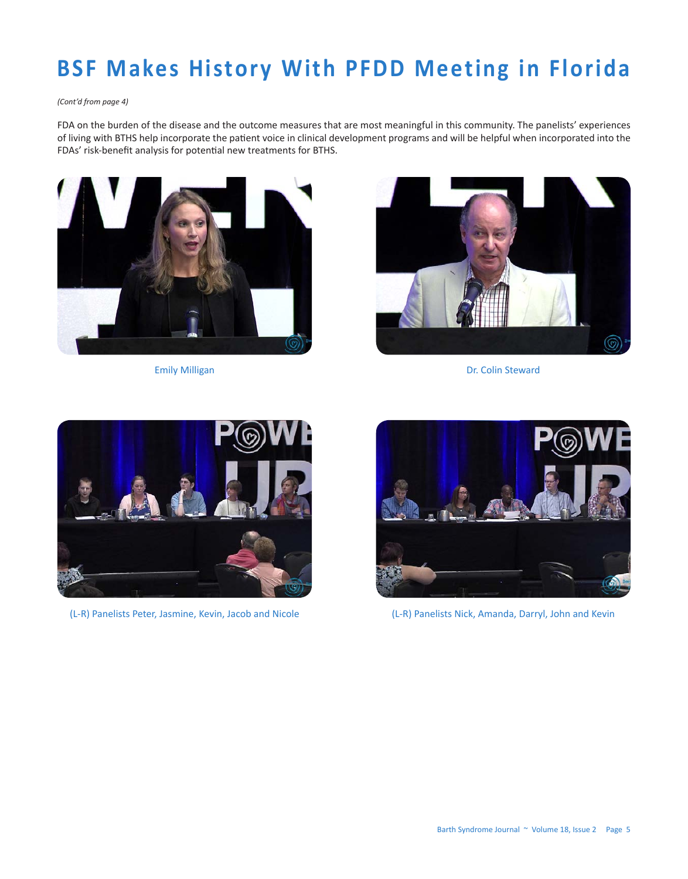# BSF Makes History With PFDD Meeting in Florida

*(Cont'd from page 4)*

FDA on the burden of the disease and the outcome measures that are most meaningful in this community. The panelists' experiences of living with BTHS help incorporate the patient voice in clinical development programs and will be helpful when incorporated into the FDAs' risk-benefit analysis for potential new treatments for BTHS.

Emily Milligan

Dr. Colin Steward

(L-R) Panelists Peter, Jasmine, Kevin, Jacob and Nicole

(L-R) Panelists Nick, Amanda, Darryl, John and Kevin